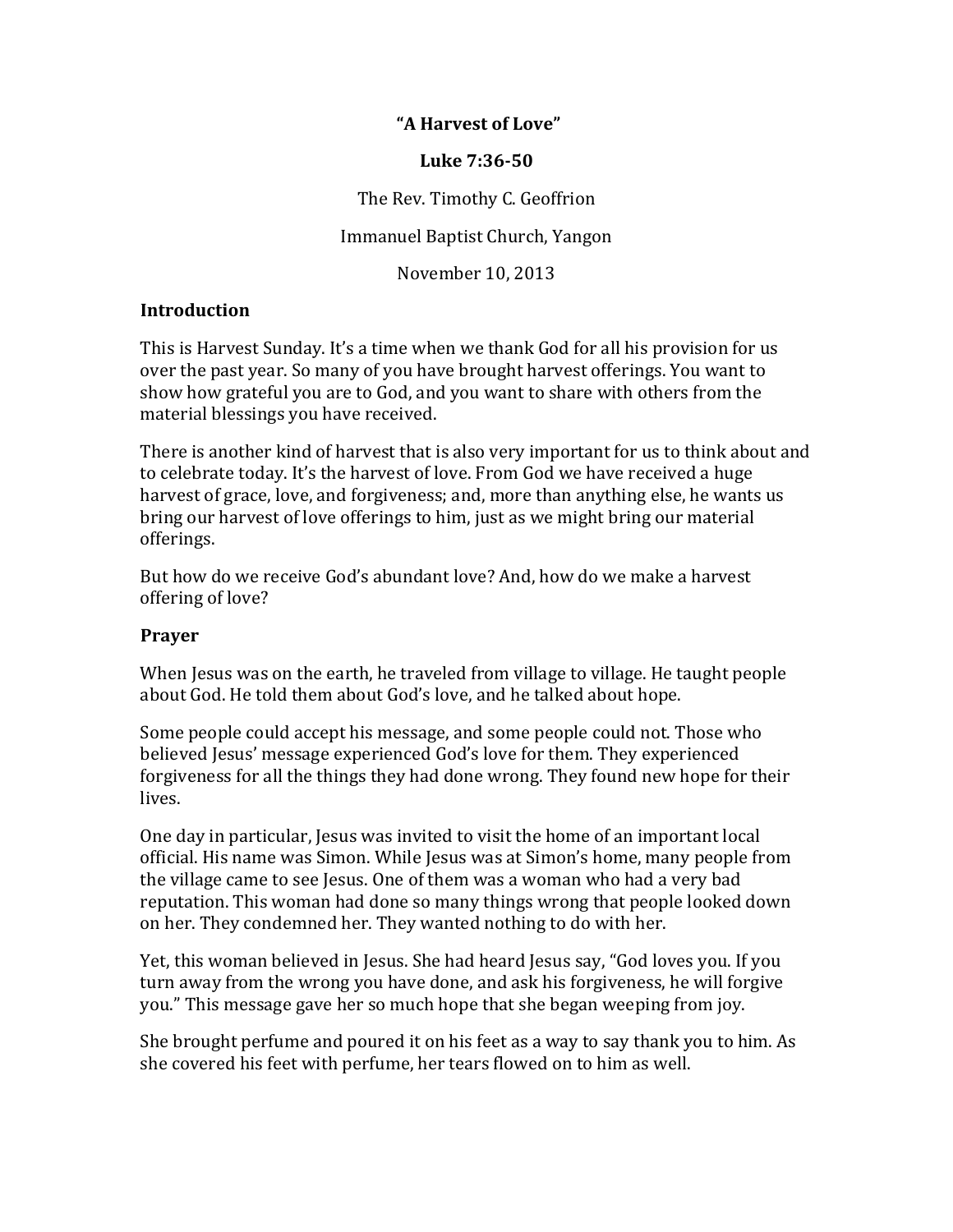# "A Harvest of Love"

**Luke 7:36-50**

The Rev. Timothy C. Geoffrion

Immanuel Baptist Church, Yangon

November 10, 2013

## Introduction

This is Harvest Sunday. It's a time when we thank God for all his provision for us over the past year. So many of you have brought harvest offerings. You want to show how grateful you are to God, and you want to share with others from the material blessings you have received.

There is another kind of harvest that is also very important for us to think about and to celebrate today. It's the harvest of love. From God we have received a huge harvest of grace, love, and forgiveness; and, more than anything else, he wants us bring our harvest of love offerings to him, just as we might bring our material offerings.

But how do we receive God's abundant love? And, how do we make a harvest offering of love?

## Prayer

When Jesus was on the earth, he traveled from village to village. He taught people about God. He told them about God's love, and he talked about hope.

Some people could accept his message, and some people could not. Those who believed Jesus' message experienced God's love for them. They experienced forgiveness for all the things they had done wrong. They found new hope for their lives.

One day in particular, Jesus was invited to visit the home of an important local official. His name was Simon. While Jesus was at Simon's home, many people from the village came to see Jesus. One of them was a woman who had a very bad reputation. This woman had done so many things wrong that people looked down on her. They condemned her. They wanted nothing to do with her.

Yet, this woman believed in Jesus. She had heard Jesus say, "God loves you. If you turn away from the wrong you have done, and ask his forgiveness, he will forgive you." This message gave her so much hope that she began weeping from joy.

She brought perfume and poured it on his feet as a way to say thank you to him. As she covered his feet with perfume, her tears flowed on to him as well.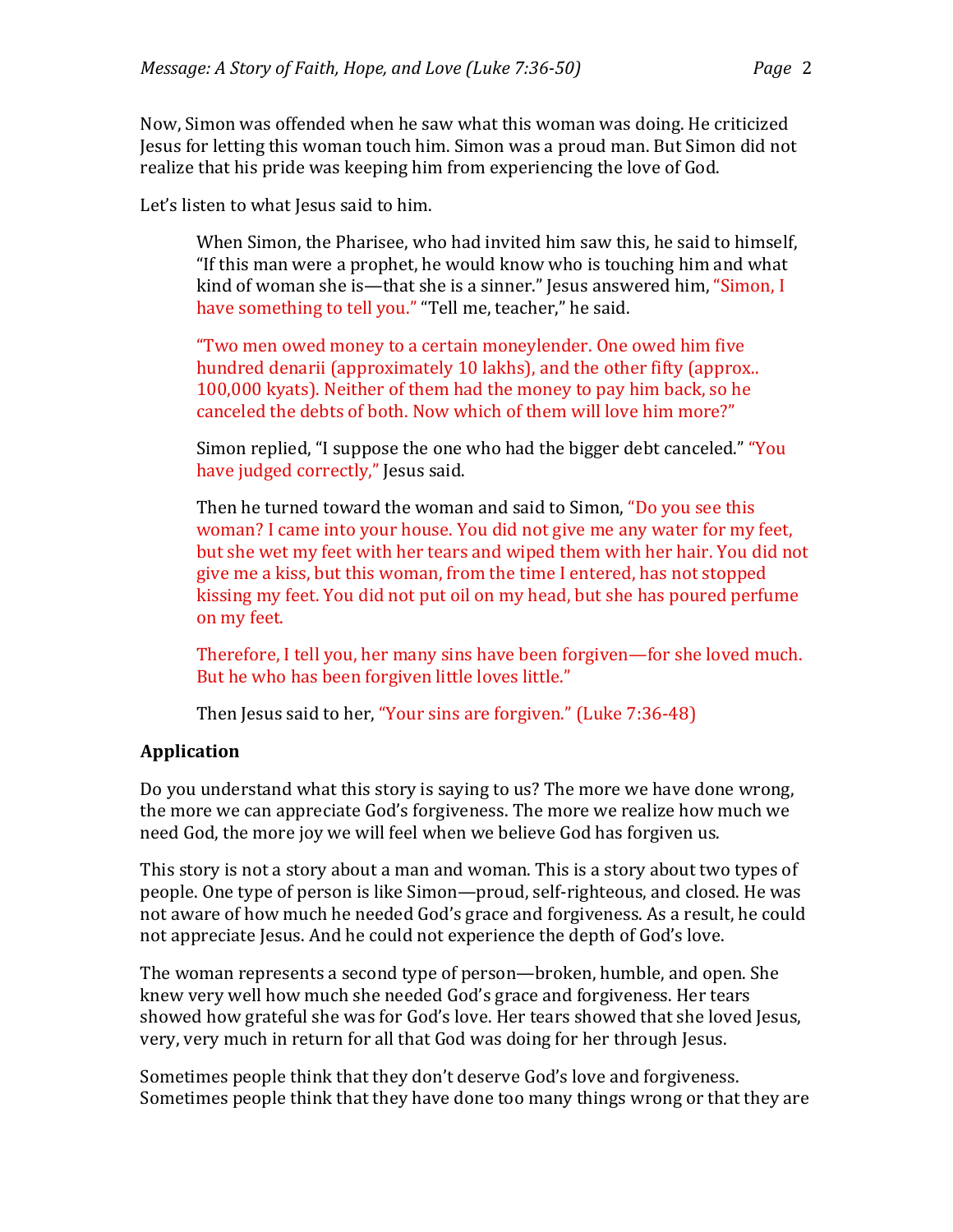Now, Simon was offended when he saw what this woman was doing. He criticized Jesus for letting this woman touch him. Simon was a proud man. But Simon did not realize that his pride was keeping him from experiencing the love of God.

Let's listen to what Jesus said to him.

> When Simon, the Pharisee, who had invited him saw this, he said to himself, "If this man were a prophet, he would know who is touching him and what kind of woman she is—that she is a sinner." Jesus answered him, "Simon, I have something to tell you." "Tell me, teacher," he said.
>
> "Two men owed money to a certain moneylender. One owed him five hundred denarii (approximately 10 lakhs), and the other fifty (approx.. 100,000 kyats). Neither of them had the money to pay him back, so he canceled the debts of both. Now which of them will love him more?"
>
> Simon replied, "I suppose the one who had the bigger debt canceled." "You have judged correctly," Jesus said.
>
> Then he turned toward the woman and said to Simon, "Do you see this woman? I came into your house. You did not give me any water for my feet, but she wet my feet with her tears and wiped them with her hair. You did not give me a kiss, but this woman, from the time I entered, has not stopped kissing my feet. You did not put oil on my head, but she has poured perfume on my feet.
>
> Therefore, I tell you, her many sins have been forgiven—for she loved much. But he who has been forgiven little loves little."
>
> Then Jesus said to her, "Your sins are forgiven." (Luke 7:36-48)

**Application**

Do you understand what this story is saying to us? The more we have done wrong, the more we can appreciate God's forgiveness. The more we realize how much we need God, the more joy we will feel when we believe God has forgiven us.

This story is not a story about a man and woman. This is a story about two types of people. One type of person is like Simon—proud, self-righteous, and closed. He was not aware of how much he needed God's grace and forgiveness. As a result, he could not appreciate Jesus. And he could not experience the depth of God's love.

The woman represents a second type of person—broken, humble, and open. She knew very well how much she needed God's grace and forgiveness. Her tears showed how grateful she was for God's love. Her tears showed that she loved Jesus, very, very much in return for all that God was doing for her through Jesus.

Sometimes people think that they don't deserve God's love and forgiveness. Sometimes people think that they have done too many things wrong or that they are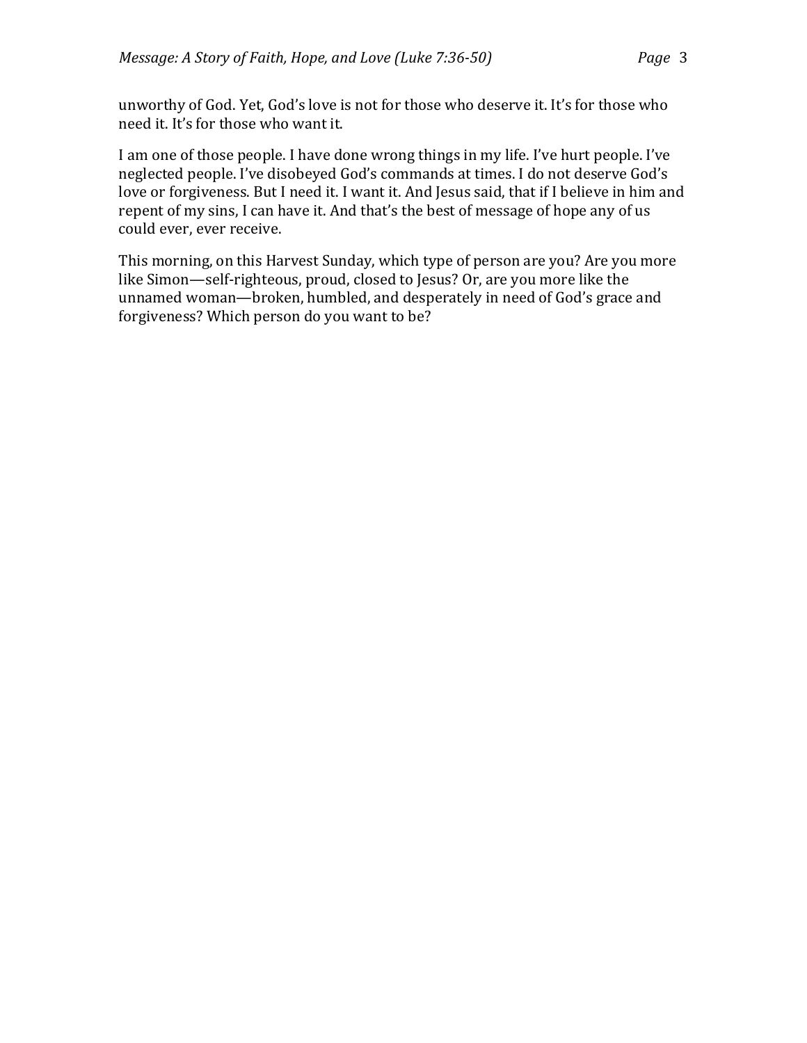unworthy of God. Yet, God's love is not for those who deserve it. It's for those who need it. It's for those who want it.

I am one of those people. I have done wrong things in my life. I've hurt people. I've neglected people. I've disobeyed God's commands at times. I do not deserve God's love or forgiveness. But I need it. I want it. And Jesus said, that if I believe in him and repent of my sins, I can have it. And that's the best of message of hope any of us could ever, ever receive.

This morning, on this Harvest Sunday, which type of person are you? Are you more like Simon—self-righteous, proud, closed to Jesus? Or, are you more like the unnamed woman—broken, humbled, and desperately in need of God's grace and forgiveness? Which person do you want to be?